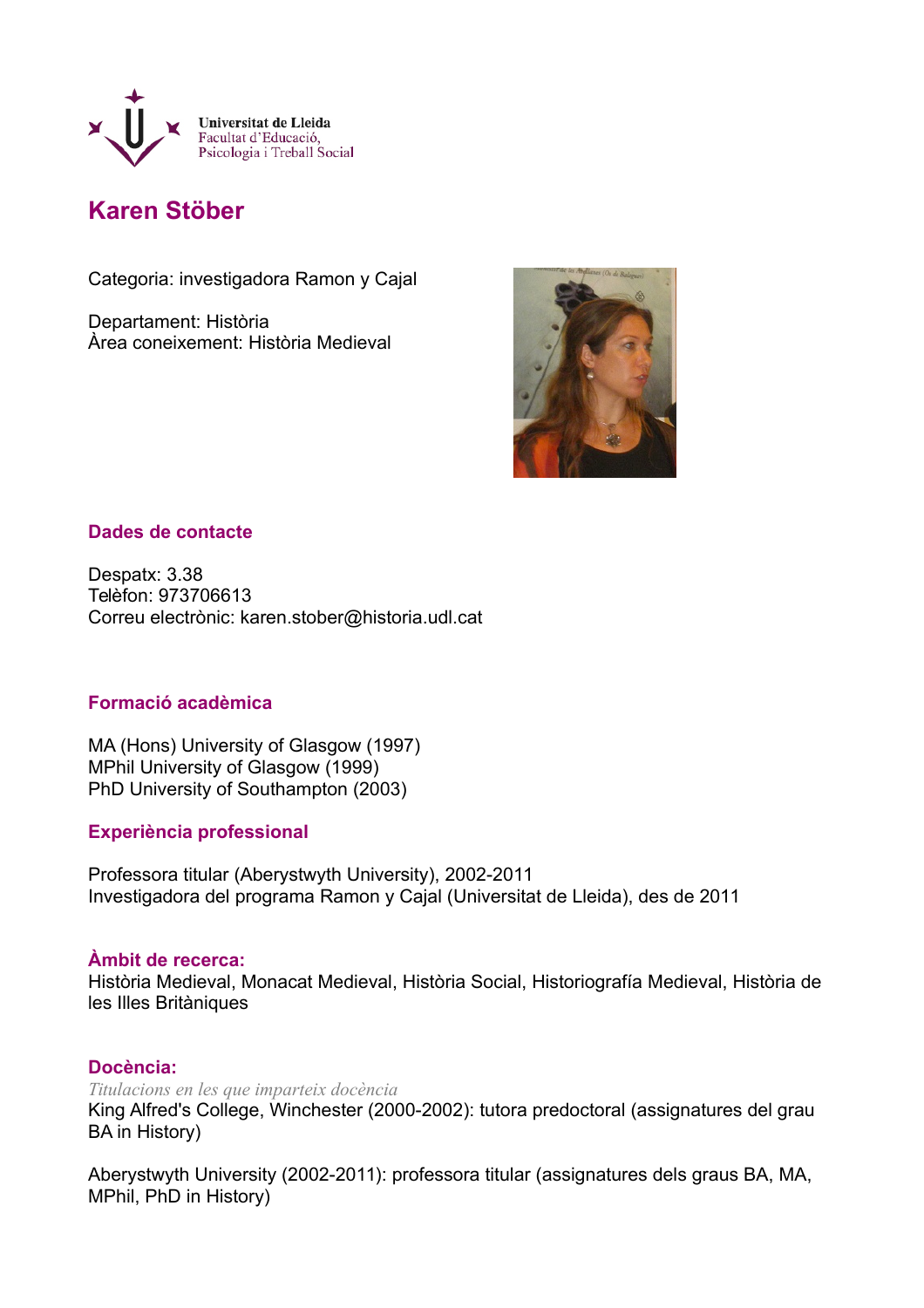Universitat de Lleida
Facultat d'Educació,
Psicologia i Treball Social

# Karen Stöber

Categoria: investigadora Ramon y Cajal

Departament: Història
Àrea coneixement: Història Medieval

## Dades de contacte

Despatx: 3.38
Telèfon: 973706613
Correu electrònic: karen.stober@historia.udl.cat

## Formació acadèmica

MA (Hons) University of Glasgow (1997)
MPhil University of Glasgow (1999)
PhD University of Southampton (2003)

## Experiència professional

Professora titular (Aberystwyth University), 2002-2011
Investigadora del programa Ramon y Cajal (Universitat de Lleida), des de 2011

## Àmbit de recerca:

Història Medieval, Monacat Medieval, Història Social, Historiografía Medieval, Història de les Illes Britàniques

## Docència:

*Titulacions en les que imparteix docència*

King Alfred's College, Winchester (2000-2002): tutora predoctoral (assignatures del grau BA in History)

Aberystwyth University (2002-2011): professora titular (assignatures dels graus BA, MA, MPhil, PhD in History)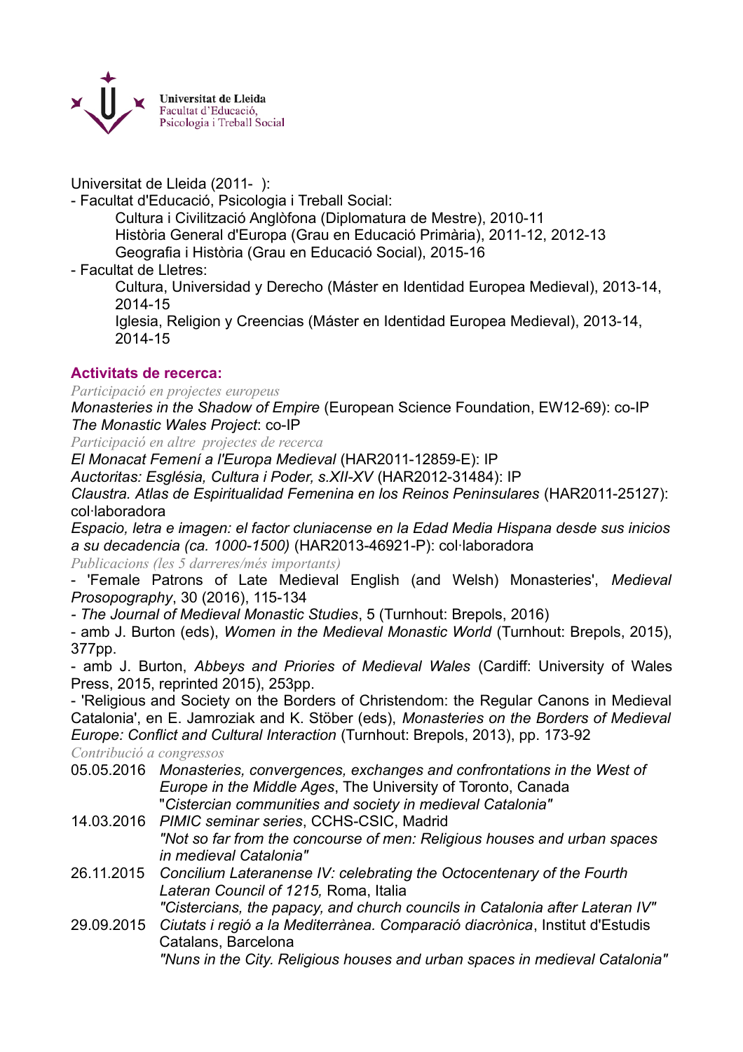Universitat de Lleida
Facultat d'Educació,
Psicologia i Treball Social

Universitat de Lleida (2011- ):

- Facultat d'Educació, Psicologia i Treball Social:
  - Cultura i Civilització Anglòfona (Diplomatura de Mestre), 2010-11
  - Història General d'Europa (Grau en Educació Primària), 2011-12, 2012-13
  - Geografia i Història (Grau en Educació Social), 2015-16
- Facultat de Lletres:
  - Cultura, Universidad y Derecho (Máster en Identidad Europea Medieval), 2013-14, 2014-15
  - Iglesia, Religion y Creencias (Máster en Identidad Europea Medieval), 2013-14, 2014-15

## Activitats de recerca:

*Participació en projectes europeus*

*Monasteries in the Shadow of Empire* (European Science Foundation, EW12-69): co-IP
*The Monastic Wales Project*: co-IP

*Participació en altre projectes de recerca*

*El Monacat Femení a l'Europa Medieval* (HAR2011-12859-E): IP
*Auctoritas: Església, Cultura i Poder, s.XII-XV* (HAR2012-31484): IP
*Claustra. Atlas de Espiritualidad Femenina en los Reinos Peninsulares* (HAR2011-25127): col·laboradora
*Espacio, letra e imagen: el factor cluniacense en la Edad Media Hispana desde sus inicios a su decadencia (ca. 1000-1500)* (HAR2013-46921-P): col·laboradora

*Publicacions (les 5 darreres/més importants)*

- 'Female Patrons of Late Medieval English (and Welsh) Monasteries', *Medieval Prosopography*, 30 (2016), 115-134
- *The Journal of Medieval Monastic Studies*, 5 (Turnhout: Brepols, 2016)
- amb J. Burton (eds), *Women in the Medieval Monastic World* (Turnhout: Brepols, 2015), 377pp.
- amb J. Burton, *Abbeys and Priories of Medieval Wales* (Cardiff: University of Wales Press, 2015, reprinted 2015), 253pp.
- 'Religious and Society on the Borders of Christendom: the Regular Canons in Medieval Catalonia', en E. Jamroziak and K. Stöber (eds), *Monasteries on the Borders of Medieval Europe: Conflict and Cultural Interaction* (Turnhout: Brepols, 2013), pp. 173-92

*Contribució a congressos*

05.05.2016 *Monasteries, convergences, exchanges and confrontations in the West of Europe in the Middle Ages*, The University of Toronto, Canada
*"Cistercian communities and society in medieval Catalonia"*

14.03.2016 *PIMIC seminar series*, CCHS-CSIC, Madrid
*"Not so far from the concourse of men: Religious houses and urban spaces in medieval Catalonia"*

26.11.2015 *Concilium Lateranense IV: celebrating the Octocentenary of the Fourth Lateran Council of 1215,* Roma, Italia
*"Cistercians, the papacy, and church councils in Catalonia after Lateran IV"*

29.09.2015 *Ciutats i regió a la Mediterrània. Comparació diacrònica*, Institut d'Estudis Catalans, Barcelona
*"Nuns in the City. Religious houses and urban spaces in medieval Catalonia"*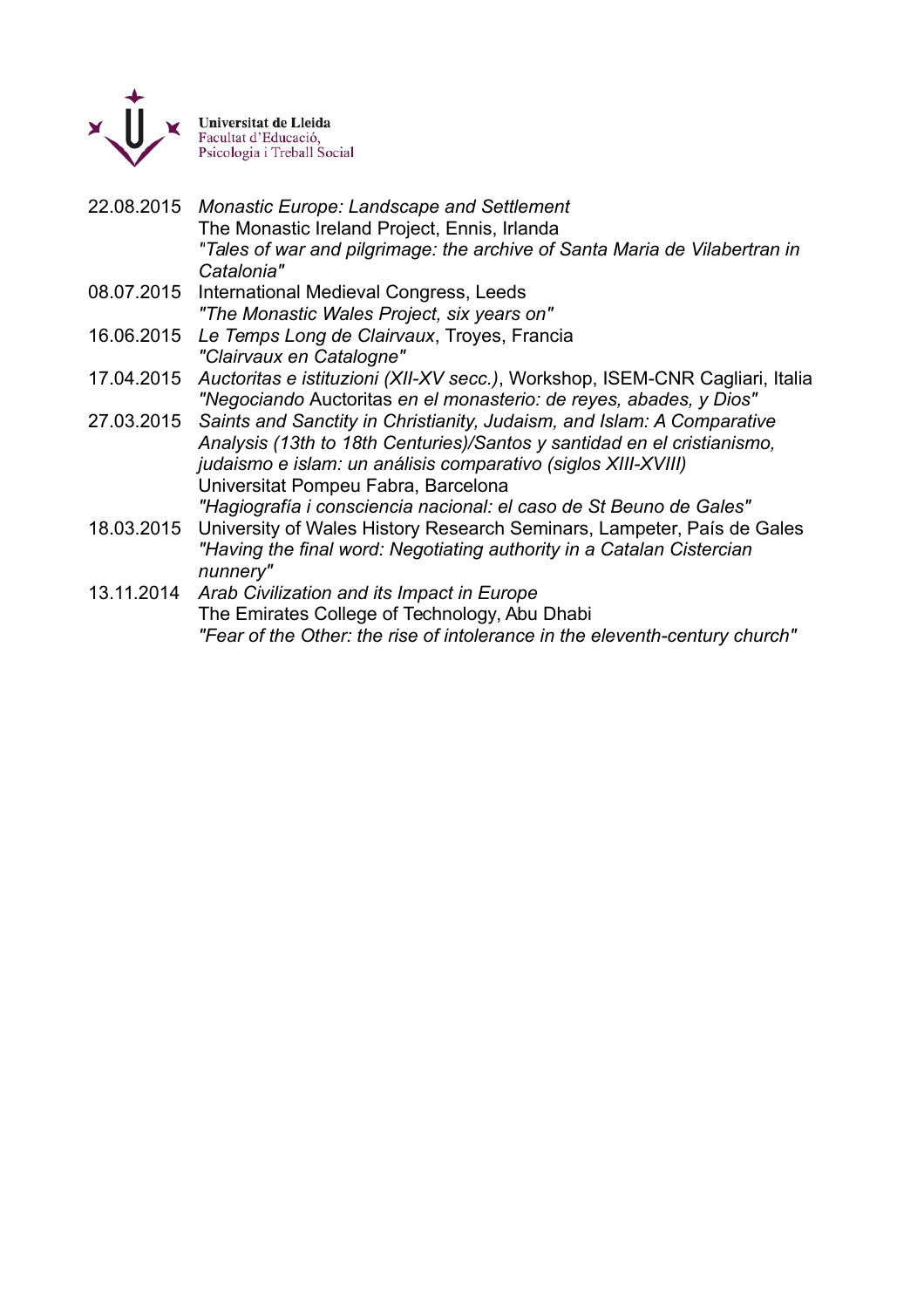Universitat de Lleida
Facultat d'Educació,
Psicologia i Treball Social

| | |
|---|---|
| 22.08.2015 | *Monastic Europe: Landscape and Settlement*<br>The Monastic Ireland Project, Ennis, Irlanda<br>*"Tales of war and pilgrimage: the archive of Santa Maria de Vilabertran in Catalonia"* |
| 08.07.2015 | International Medieval Congress, Leeds<br>*"The Monastic Wales Project, six years on"* |
| 16.06.2015 | *Le Temps Long de Clairvaux*, Troyes, Francia<br>*"Clairvaux en Catalogne"* |
| 17.04.2015 | *Auctoritas e istituzioni (XII-XV secc.)*, Workshop, ISEM-CNR Cagliari, Italia<br>*"Negociando* Auctoritas *en el monasterio: de reyes, abades, y Dios"* |
| 27.03.2015 | *Saints and Sanctity in Christianity, Judaism, and Islam: A Comparative Analysis (13th to 18th Centuries)/Santos y santidad en el cristianismo, judaismo e islam: un análisis comparativo (siglos XIII-XVIII)*<br>Universitat Pompeu Fabra, Barcelona<br>*"Hagiografía i consciencia nacional: el caso de St Beuno de Gales"* |
| 18.03.2015 | University of Wales History Research Seminars, Lampeter, País de Gales<br>*"Having the final word: Negotiating authority in a Catalan Cistercian nunnery"* |
| 13.11.2014 | *Arab Civilization and its Impact in Europe*<br>The Emirates College of Technology, Abu Dhabi<br>*"Fear of the Other: the rise of intolerance in the eleventh-century church"* |